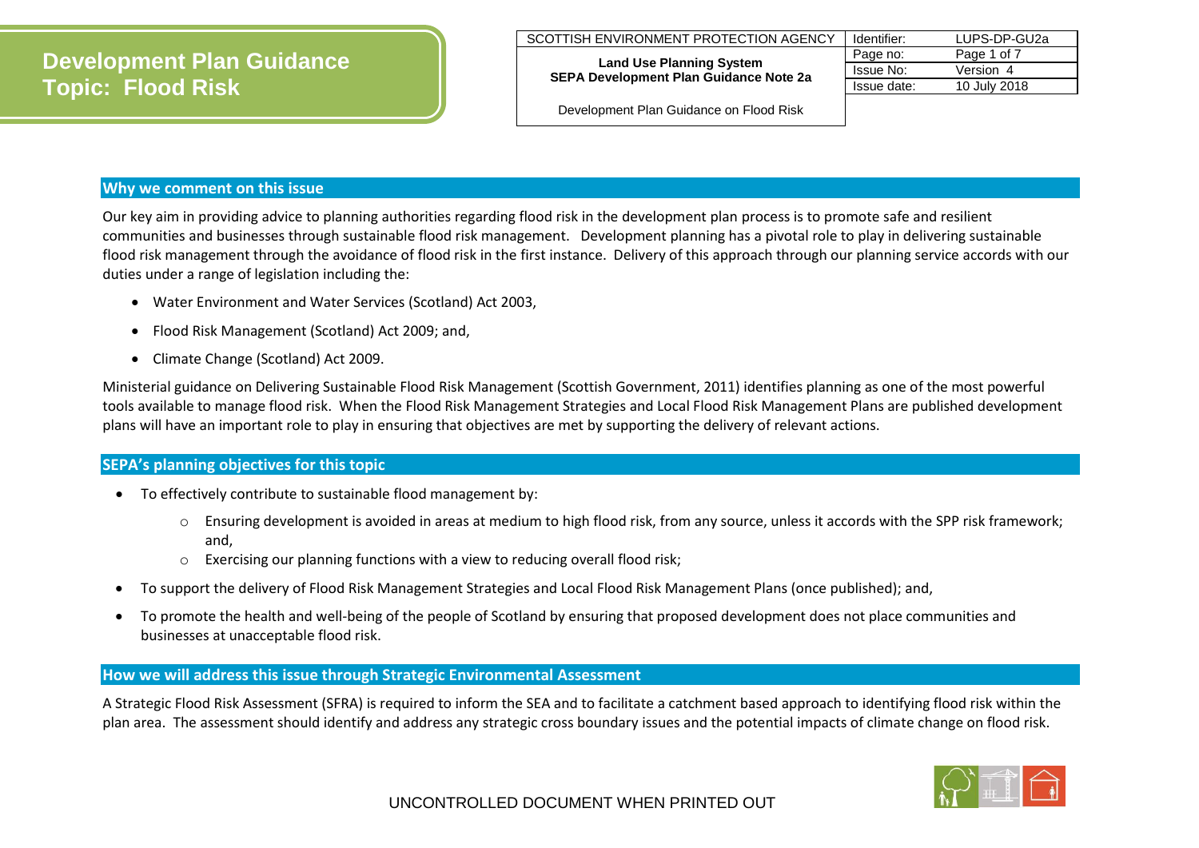# Development Plan Guidance Topic: Flood Risk

| SCOTTISH ENVIRONMENT PROTECTION AGENCY | Identifier: | LUPS-DP-GU2a |
|---|---|---|
| **Land Use Planning System** **SEPA Development Plan Guidance Note 2a** | Page no: | Page 1 of 7 |
| | Issue No: | Version 4 |
| Development Plan Guidance on Flood Risk | Issue date: | 10 July 2018 |

## Why we comment on this issue

Our key aim in providing advice to planning authorities regarding flood risk in the development plan process is to promote safe and resilient communities and businesses through sustainable flood risk management. Development planning has a pivotal role to play in delivering sustainable flood risk management through the avoidance of flood risk in the first instance. Delivery of this approach through our planning service accords with our duties under a range of legislation including the:

- Water Environment and Water Services (Scotland) Act 2003,
- Flood Risk Management (Scotland) Act 2009; and,
- Climate Change (Scotland) Act 2009.

Ministerial guidance on Delivering Sustainable Flood Risk Management (Scottish Government, 2011) identifies planning as one of the most powerful tools available to manage flood risk. When the Flood Risk Management Strategies and Local Flood Risk Management Plans are published development plans will have an important role to play in ensuring that objectives are met by supporting the delivery of relevant actions.

## SEPA's planning objectives for this topic

- To effectively contribute to sustainable flood management by:
  - Ensuring development is avoided in areas at medium to high flood risk, from any source, unless it accords with the SPP risk framework; and,
  - Exercising our planning functions with a view to reducing overall flood risk;
- To support the delivery of Flood Risk Management Strategies and Local Flood Risk Management Plans (once published); and,
- To promote the health and well-being of the people of Scotland by ensuring that proposed development does not place communities and businesses at unacceptable flood risk.

## How we will address this issue through Strategic Environmental Assessment

A Strategic Flood Risk Assessment (SFRA) is required to inform the SEA and to facilitate a catchment based approach to identifying flood risk within the plan area. The assessment should identify and address any strategic cross boundary issues and the potential impacts of climate change on flood risk.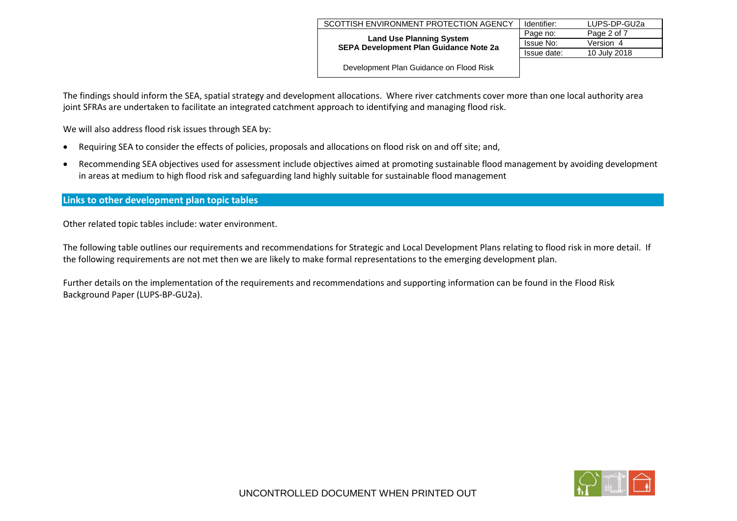The findings should inform the SEA, spatial strategy and development allocations. Where river catchments cover more than one local authority area joint SFRAs are undertaken to facilitate an integrated catchment approach to identifying and managing flood risk.

We will also address flood risk issues through SEA by:

- Requiring SEA to consider the effects of policies, proposals and allocations on flood risk on and off site; and,
- Recommending SEA objectives used for assessment include objectives aimed at promoting sustainable flood management by avoiding development in areas at medium to high flood risk and safeguarding land highly suitable for sustainable flood management

## Links to other development plan topic tables

Other related topic tables include: water environment.

The following table outlines our requirements and recommendations for Strategic and Local Development Plans relating to flood risk in more detail. If the following requirements are not met then we are likely to make formal representations to the emerging development plan.

Further details on the implementation of the requirements and recommendations and supporting information can be found in the Flood Risk Background Paper (LUPS-BP-GU2a).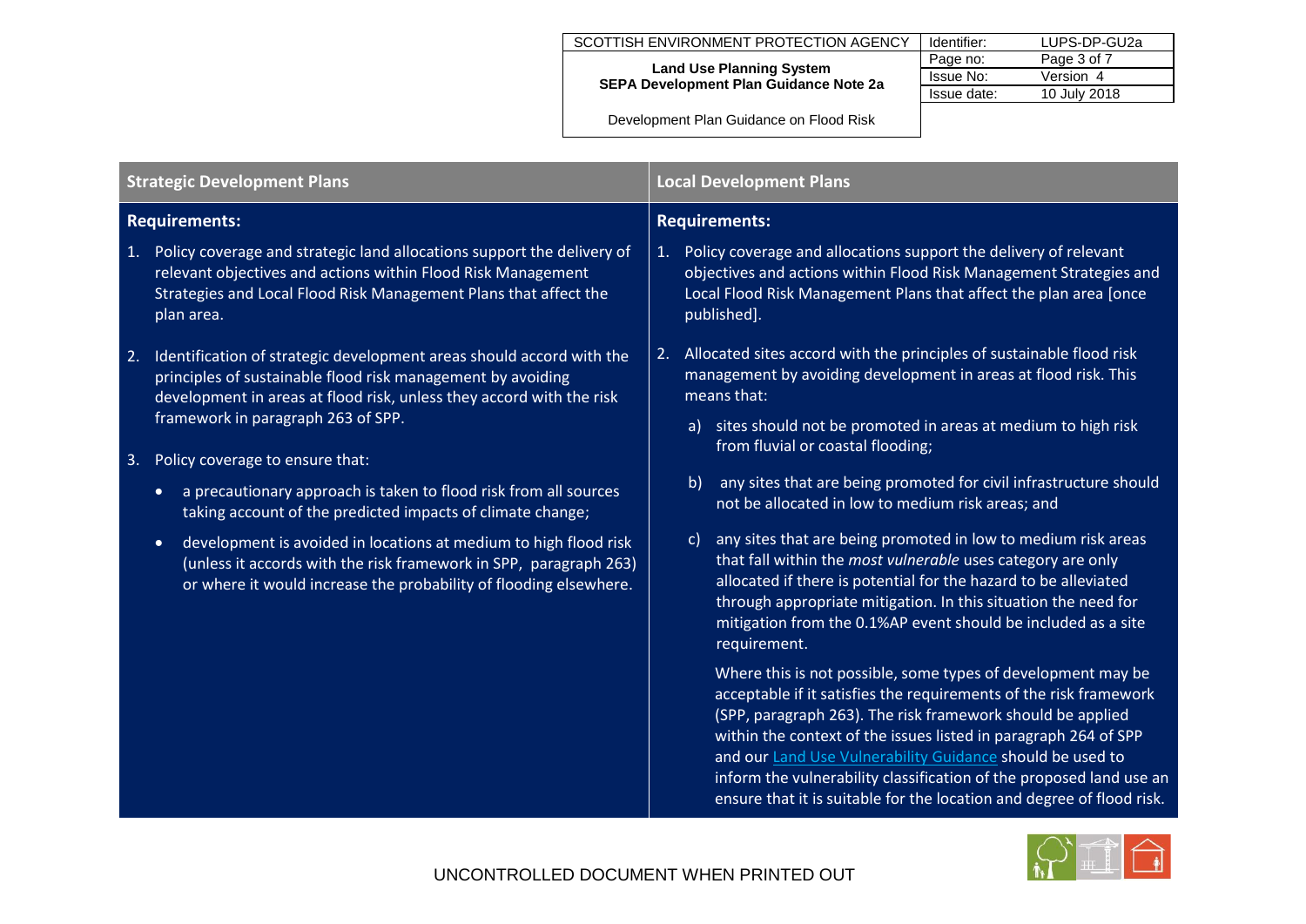| Strategic Development Plans | Local Development Plans |
| --- | --- |
| **Requirements:** | **Requirements:** |
| 1. Policy coverage and strategic land allocations support the delivery of relevant objectives and actions within Flood Risk Management Strategies and Local Flood Risk Management Plans that affect the plan area. | 1. Policy coverage and allocations support the delivery of relevant objectives and actions within Flood Risk Management Strategies and Local Flood Risk Management Plans that affect the plan area [once published]. |
| 2. Identification of strategic development areas should accord with the principles of sustainable flood risk management by avoiding development in areas at flood risk, unless they accord with the risk framework in paragraph 263 of SPP. | 2. Allocated sites accord with the principles of sustainable flood risk management by avoiding development in areas at flood risk. This means that: |
| 3. Policy coverage to ensure that: | a) sites should not be promoted in areas at medium to high risk from fluvial or coastal flooding; |
| • a precautionary approach is taken to flood risk from all sources taking account of the predicted impacts of climate change; | b) any sites that are being promoted for civil infrastructure should not be allocated in low to medium risk areas; and |
| • development is avoided in locations at medium to high flood risk (unless it accords with the risk framework in SPP, paragraph 263) or where it would increase the probability of flooding elsewhere. | c) any sites that are being promoted in low to medium risk areas that fall within the *most vulnerable* uses category are only allocated if there is potential for the hazard to be alleviated through appropriate mitigation. In this situation the need for mitigation from the 0.1%AP event should be included as a site requirement. |
| | Where this is not possible, some types of development may be acceptable if it satisfies the requirements of the risk framework (SPP, paragraph 263). The risk framework should be applied within the context of the issues listed in paragraph 264 of SPP and our Land Use Vulnerability Guidance should be used to inform the vulnerability classification of the proposed land use an ensure that it is suitable for the location and degree of flood risk. |

UNCONTROLLED DOCUMENT WHEN PRINTED OUT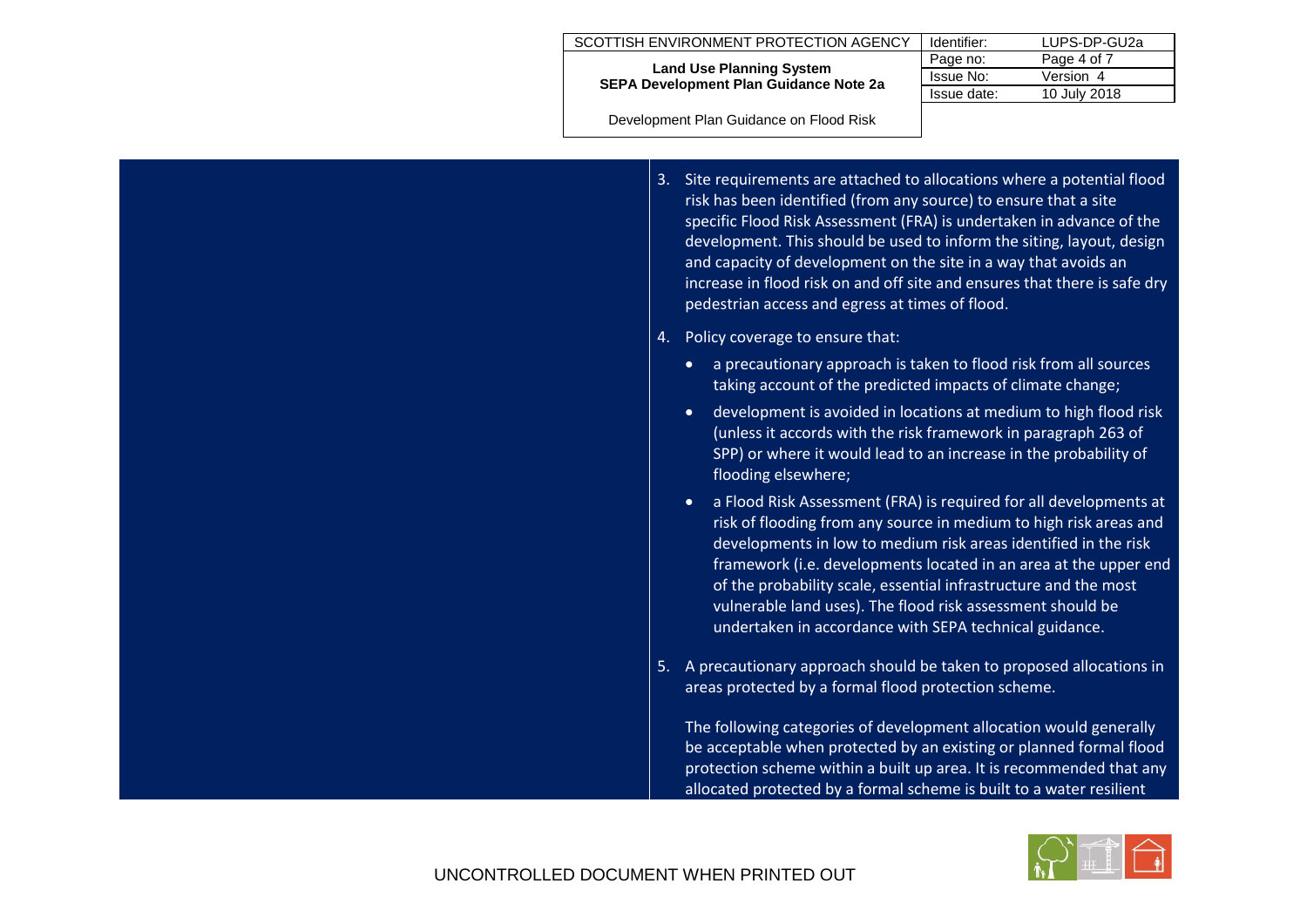3. Site requirements are attached to allocations where a potential flood risk has been identified (from any source) to ensure that a site specific Flood Risk Assessment (FRA) is undertaken in advance of the development. This should be used to inform the siting, layout, design and capacity of development on the site in a way that avoids an increase in flood risk on and off site and ensures that there is safe dry pedestrian access and egress at times of flood.

4. Policy coverage to ensure that:

   - a precautionary approach is taken to flood risk from all sources taking account of the predicted impacts of climate change;
   - development is avoided in locations at medium to high flood risk (unless it accords with the risk framework in paragraph 263 of SPP) or where it would lead to an increase in the probability of flooding elsewhere;
   - a Flood Risk Assessment (FRA) is required for all developments at risk of flooding from any source in medium to high risk areas and developments in low to medium risk areas identified in the risk framework (i.e. developments located in an area at the upper end of the probability scale, essential infrastructure and the most vulnerable land uses). The flood risk assessment should be undertaken in accordance with SEPA technical guidance.

5. A precautionary approach should be taken to proposed allocations in areas protected by a formal flood protection scheme.

   The following categories of development allocation would generally be acceptable when protected by an existing or planned formal flood protection scheme within a built up area. It is recommended that any allocated protected by a formal scheme is built to a water resilient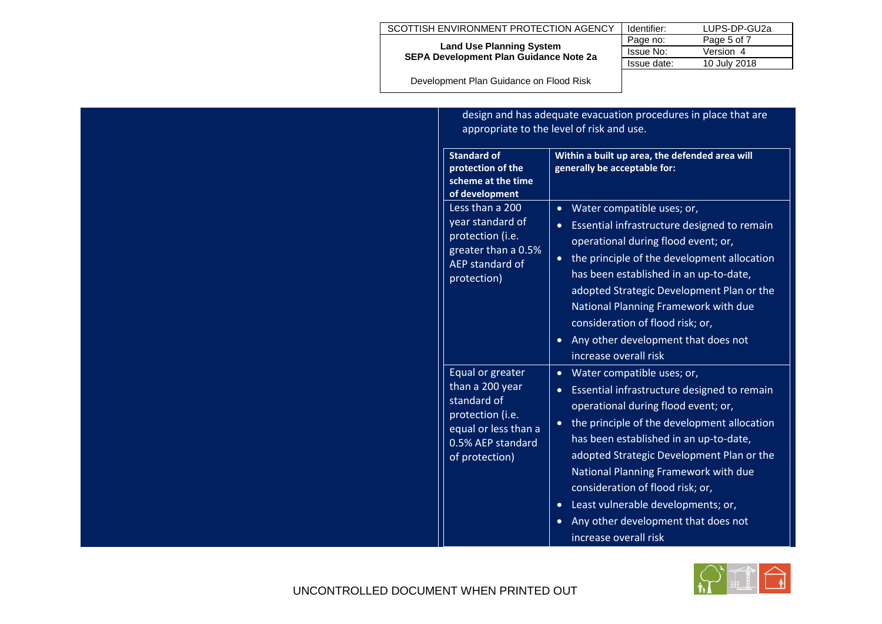design and has adequate evacuation procedures in place that are appropriate to the level of risk and use.

| Standard of protection of the scheme at the time of development | Within a built up area, the defended area will generally be acceptable for: |
| --- | --- |
| Less than a 200 year standard of protection (i.e. greater than a 0.5% AEP standard of protection) | • Water compatible uses; or,<br>• Essential infrastructure designed to remain operational during flood event; or,<br>• the principle of the development allocation has been established in an up-to-date, adopted Strategic Development Plan or the National Planning Framework with due consideration of flood risk; or,<br>• Any other development that does not increase overall risk |
| Equal or greater than a 200 year standard of protection (i.e. equal or less than a 0.5% AEP standard of protection) | • Water compatible uses; or,<br>• Essential infrastructure designed to remain operational during flood event; or,<br>• the principle of the development allocation has been established in an up-to-date, adopted Strategic Development Plan or the National Planning Framework with due consideration of flood risk; or,<br>• Least vulnerable developments; or,<br>• Any other development that does not increase overall risk |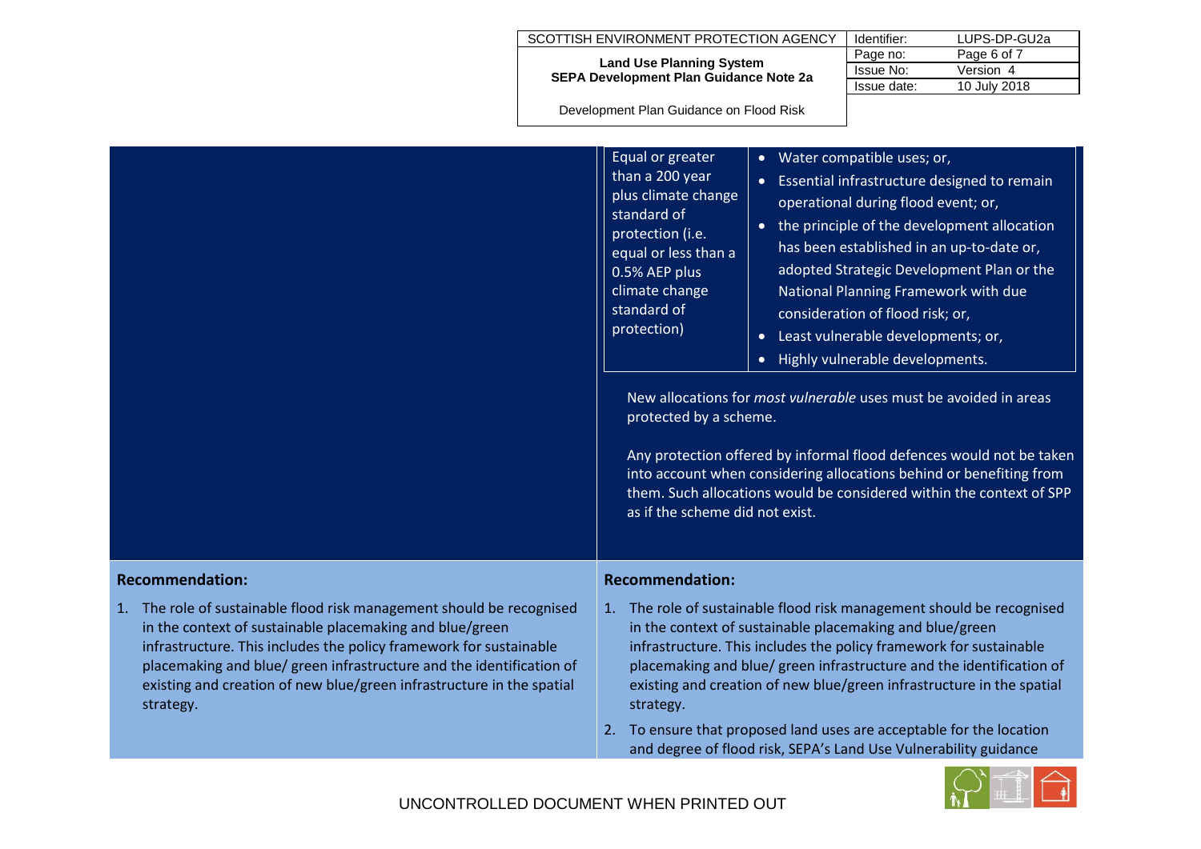| | |
|---|---|
| Equal or greater than a 200 year plus climate change standard of protection (i.e. equal or less than a 0.5% AEP plus climate change standard of protection) | • Water compatible uses; or,<br>• Essential infrastructure designed to remain operational during flood event; or,<br>• the principle of the development allocation has been established in an up-to-date or, adopted Strategic Development Plan or the National Planning Framework with due consideration of flood risk; or,<br>• Least vulnerable developments; or,<br>• Highly vulnerable developments. |

New allocations for *most vulnerable* uses must be avoided in areas protected by a scheme.

Any protection offered by informal flood defences would not be taken into account when considering allocations behind or benefiting from them. Such allocations would be considered within the context of SPP as if the scheme did not exist.

| Recommendation: | Recommendation: |
|---|---|
| 1. The role of sustainable flood risk management should be recognised in the context of sustainable placemaking and blue/green infrastructure. This includes the policy framework for sustainable placemaking and blue/ green infrastructure and the identification of existing and creation of new blue/green infrastructure in the spatial strategy. | 1. The role of sustainable flood risk management should be recognised in the context of sustainable placemaking and blue/green infrastructure. This includes the policy framework for sustainable placemaking and blue/ green infrastructure and the identification of existing and creation of new blue/green infrastructure in the spatial strategy.<br>2. To ensure that proposed land uses are acceptable for the location and degree of flood risk, SEPA's Land Use Vulnerability guidance |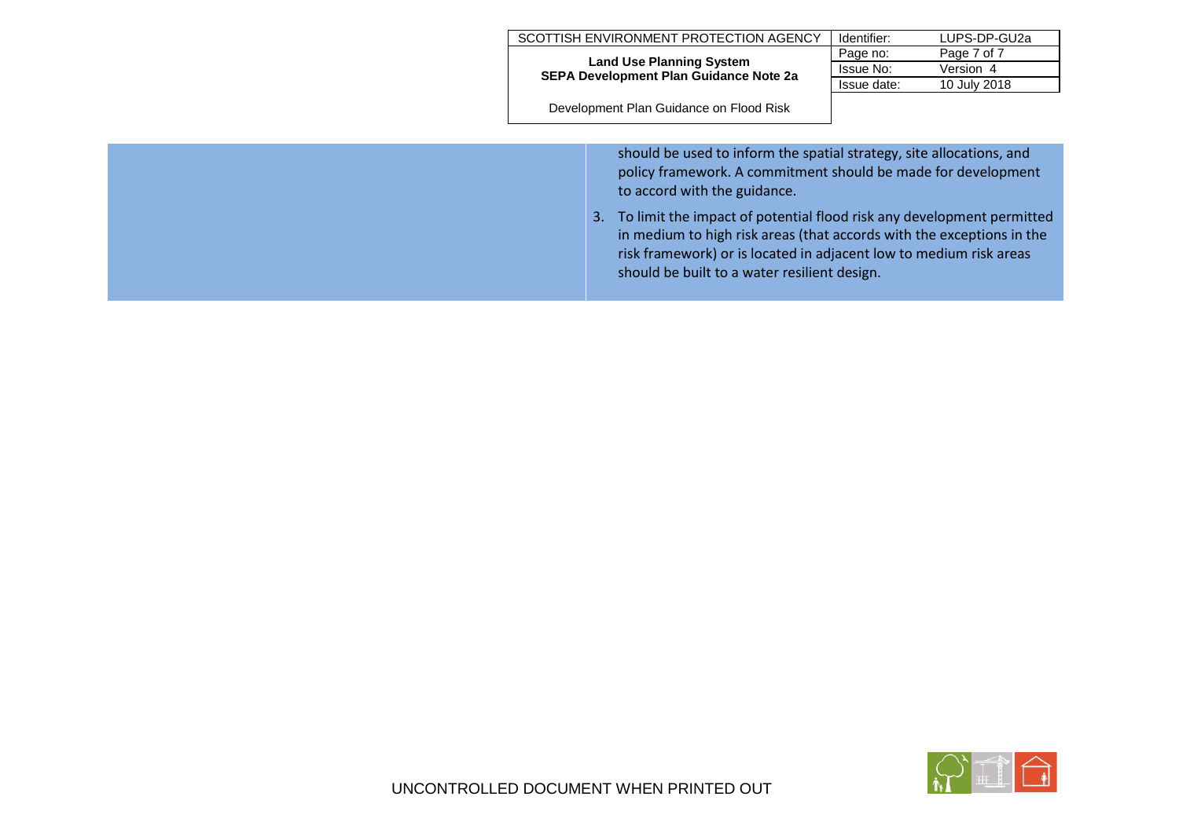| | |
|---|---|
| | should be used to inform the spatial strategy, site allocations, and policy framework. A commitment should be made for development to accord with the guidance.<br><br>3. To limit the impact of potential flood risk any development permitted in medium to high risk areas (that accords with the exceptions in the risk framework) or is located in adjacent low to medium risk areas should be built to a water resilient design. |

UNCONTROLLED DOCUMENT WHEN PRINTED OUT